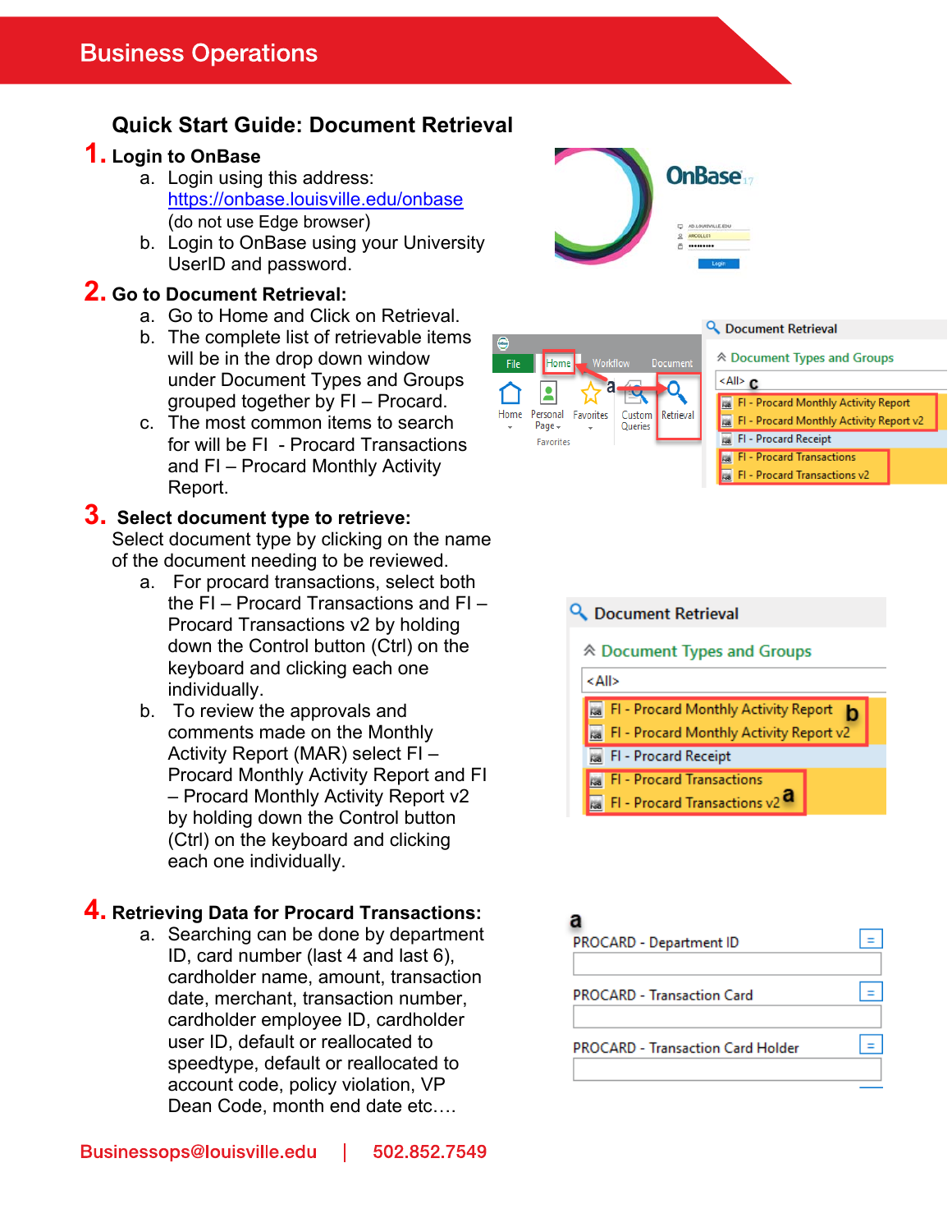# Business Operations

## Quick Start Guide: Document Retrieval

### 1. Login to OnBase

a. Login using this address: https://onbase.louisville.edu/onbase (do not use Edge browser)

b. Login to OnBase using your University UserID and password.

### 2. Go to Document Retrieval:

a. Go to Home and Click on Retrieval.

b. The complete list of retrievable items will be in the drop down window under Document Types and Groups grouped together by FI – Procard.

c. The most common items to search for will be FI - Procard Transactions and FI – Procard Monthly Activity Report.

### 3. Select document type to retrieve:

Select document type by clicking on the name of the document needing to be reviewed.

a. For procard transactions, select both the FI – Procard Transactions and FI – Procard Transactions v2 by holding down the Control button (Ctrl) on the keyboard and clicking each one individually.

b. To review the approvals and comments made on the Monthly Activity Report (MAR) select FI – Procard Monthly Activity Report and FI – Procard Monthly Activity Report v2 by holding down the Control button (Ctrl) on the keyboard and clicking each one individually.

### 4. Retrieving Data for Procard Transactions:

a. Searching can be done by department ID, card number (last 4 and last 6), cardholder name, amount, transaction date, merchant, transaction number, cardholder employee ID, cardholder user ID, default or reallocated to speedtype, default or reallocated to account code, policy violation, VP Dean Code, month end date etc….

Businessops@louisville.edu | 502.852.7549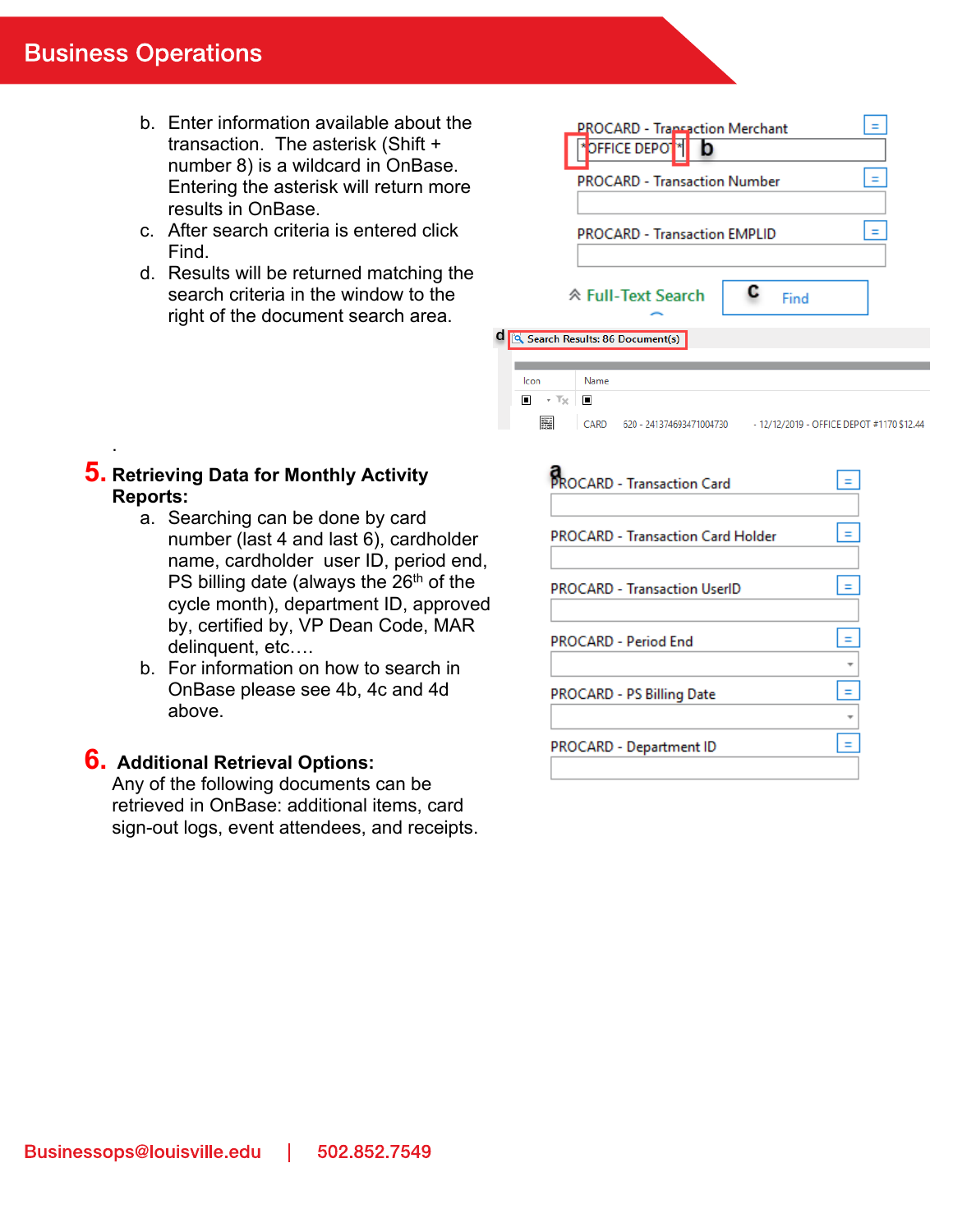b. Enter information available about the transaction. The asterisk (Shift + number 8) is a wildcard in OnBase. Entering the asterisk will return more results in OnBase.

c. After search criteria is entered click Find.

d. Results will be returned matching the search criteria in the window to the right of the document search area.

PROCARD - Transaction Merchant

*OFFICE DEPOT* b

PROCARD - Transaction Number

PROCARD - Transaction EMPLID

Full-Text Search

c Find

d Search Results: 86 Document(s)

Icon | Name

CARD 620 - 241374693471004730 - 12/12/2019 - OFFICE DEPOT #1170 $12.44

.

## 5. Retrieving Data for Monthly Activity Reports:

a. Searching can be done by card number (last 4 and last 6), cardholder name, cardholder user ID, period end, PS billing date (always the 26th of the cycle month), department ID, approved by, certified by, VP Dean Code, MAR delinquent, etc.…

b. For information on how to search in OnBase please see 4b, 4c and 4d above.

a

PROCARD - Transaction Card

PROCARD - Transaction Card Holder

PROCARD - Transaction UserID

PROCARD - Period End

PROCARD - PS Billing Date

PROCARD - Department ID

## 6. Additional Retrieval Options:

Any of the following documents can be retrieved in OnBase: additional items, card sign-out logs, event attendees, and receipts.